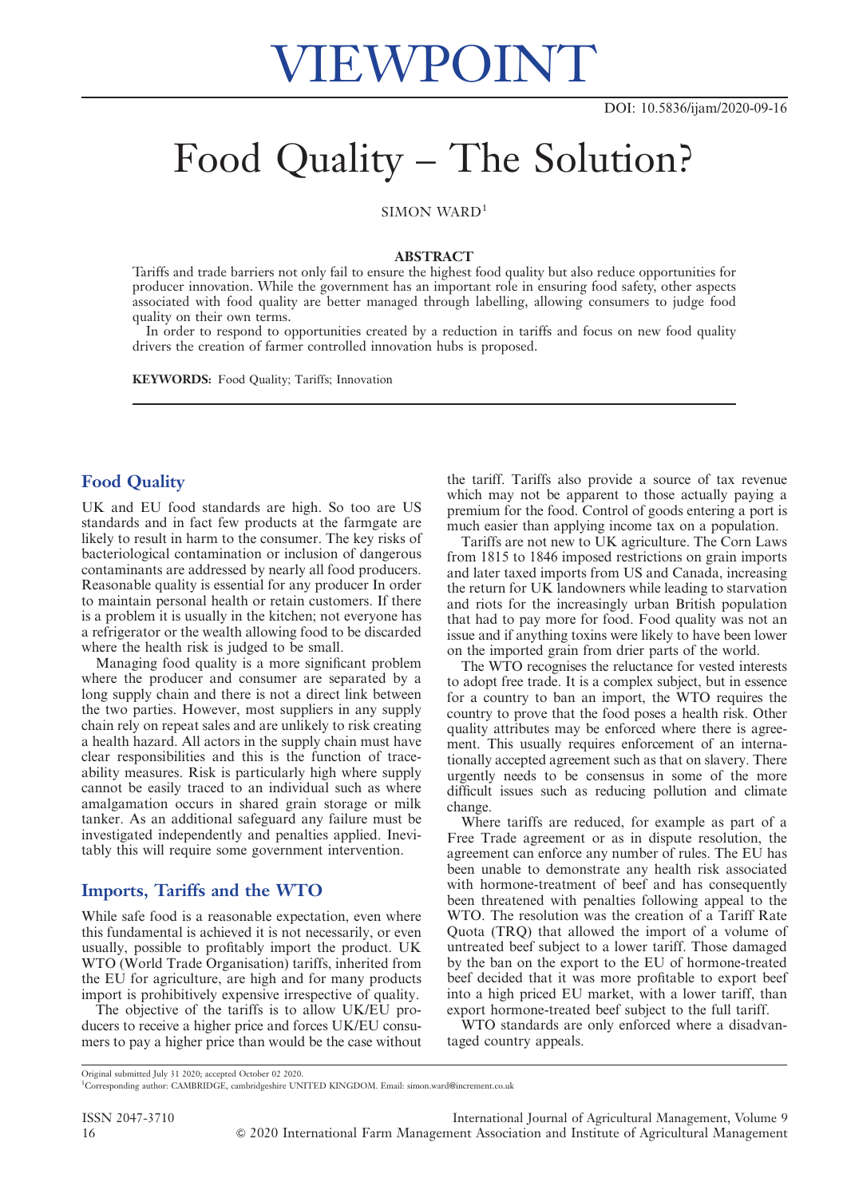# VIEWPOINT

DOI: 10.5836/ijam/2020-09-16

# Food Quality – The Solution?

SIMON WARD[1]

## ABSTRACT

Tariffs and trade barriers not only fail to ensure the highest food quality but also reduce opportunities for producer innovation. While the government has an important role in ensuring food safety, other aspects associated with food quality are better managed through labelling, allowing consumers to judge food quality on their own terms.

In order to respond to opportunities created by a reduction in tariffs and focus on new food quality drivers the creation of farmer controlled innovation hubs is proposed.

**KEYWORDS:** Food Quality; Tariffs; Innovation

## Food Quality

UK and EU food standards are high. So too are US standards and in fact few products at the farmgate are likely to result in harm to the consumer. The key risks of bacteriological contamination or inclusion of dangerous contaminants are addressed by nearly all food producers. Reasonable quality is essential for any producer In order to maintain personal health or retain customers. If there is a problem it is usually in the kitchen; not everyone has a refrigerator or the wealth allowing food to be discarded where the health risk is judged to be small.

Managing food quality is a more significant problem where the producer and consumer are separated by a long supply chain and there is not a direct link between the two parties. However, most suppliers in any supply chain rely on repeat sales and are unlikely to risk creating a health hazard. All actors in the supply chain must have clear responsibilities and this is the function of traceability measures. Risk is particularly high where supply cannot be easily traced to an individual such as where amalgamation occurs in shared grain storage or milk tanker. As an additional safeguard any failure must be investigated independently and penalties applied. Inevitably this will require some government intervention.

## Imports, Tariffs and the WTO

While safe food is a reasonable expectation, even where this fundamental is achieved it is not necessarily, or even usually, possible to profitably import the product. UK WTO (World Trade Organisation) tariffs, inherited from the EU for agriculture, are high and for many products import is prohibitively expensive irrespective of quality.

The objective of the tariffs is to allow UK/EU producers to receive a higher price and forces UK/EU consumers to pay a higher price than would be the case without the tariff. Tariffs also provide a source of tax revenue which may not be apparent to those actually paying a premium for the food. Control of goods entering a port is much easier than applying income tax on a population.

Tariffs are not new to UK agriculture. The Corn Laws from 1815 to 1846 imposed restrictions on grain imports and later taxed imports from US and Canada, increasing the return for UK landowners while leading to starvation and riots for the increasingly urban British population that had to pay more for food. Food quality was not an issue and if anything toxins were likely to have been lower on the imported grain from drier parts of the world.

The WTO recognises the reluctance for vested interests to adopt free trade. It is a complex subject, but in essence for a country to ban an import, the WTO requires the country to prove that the food poses a health risk. Other quality attributes may be enforced where there is agreement. This usually requires enforcement of an internationally accepted agreement such as that on slavery. There urgently needs to be consensus in some of the more difficult issues such as reducing pollution and climate change.

Where tariffs are reduced, for example as part of a Free Trade agreement or as in dispute resolution, the agreement can enforce any number of rules. The EU has been unable to demonstrate any health risk associated with hormone-treatment of beef and has consequently been threatened with penalties following appeal to the WTO. The resolution was the creation of a Tariff Rate Quota (TRQ) that allowed the import of a volume of untreated beef subject to a lower tariff. Those damaged by the ban on the export to the EU of hormone-treated beef decided that it was more profitable to export beef into a high priced EU market, with a lower tariff, than export hormone-treated beef subject to the full tariff.

WTO standards are only enforced where a disadvantaged country appeals.

Original submitted July 31 2020; accepted October 02 2020.

[1]Corresponding author: CAMBRIDGE, cambridgeshire UNITED KINGDOM. Email: simon.ward@increment.co.uk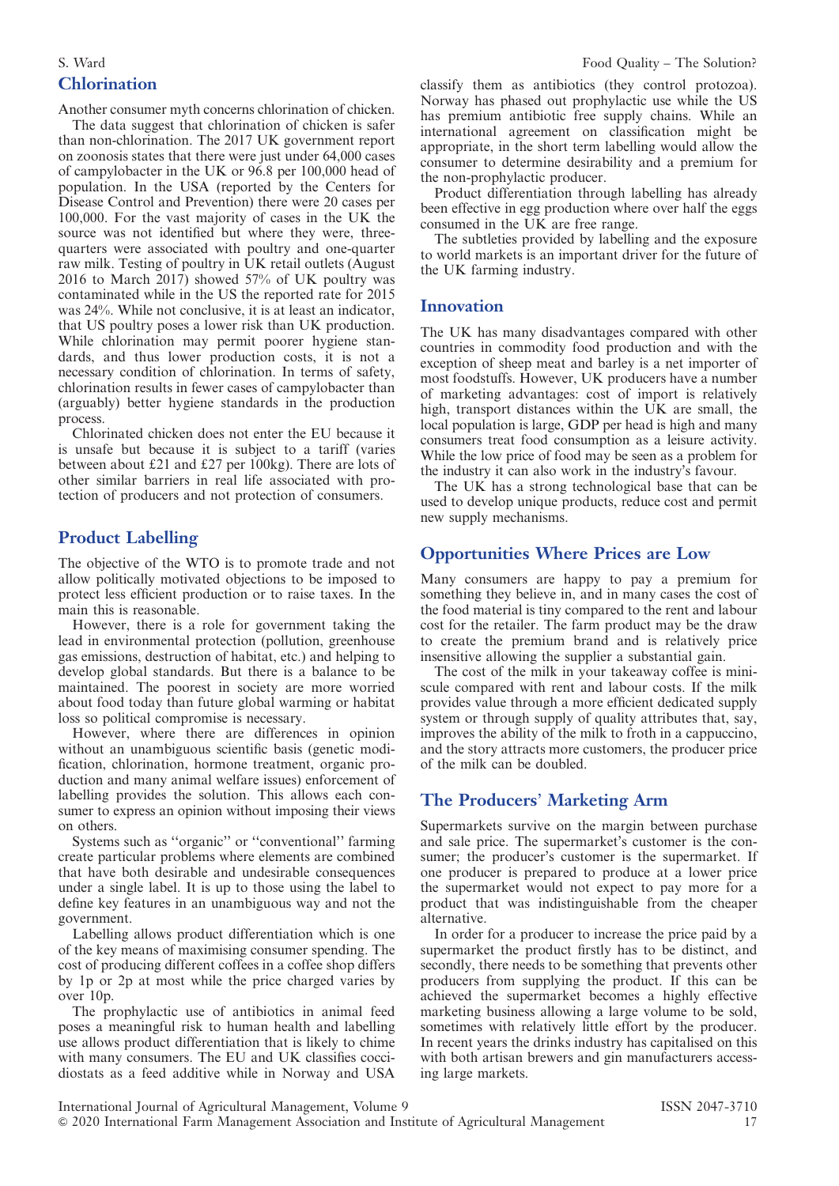## Chlorination

Another consumer myth concerns chlorination of chicken.

The data suggest that chlorination of chicken is safer than non-chlorination. The 2017 UK government report on zoonosis states that there were just under 64,000 cases of campylobacter in the UK or 96.8 per 100,000 head of population. In the USA (reported by the Centers for Disease Control and Prevention) there were 20 cases per 100,000. For the vast majority of cases in the UK the source was not identified but where they were, three-quarters were associated with poultry and one-quarter raw milk. Testing of poultry in UK retail outlets (August 2016 to March 2017) showed 57% of UK poultry was contaminated while in the US the reported rate for 2015 was 24%. While not conclusive, it is at least an indicator, that US poultry poses a lower risk than UK production. While chlorination may permit poorer hygiene standards, and thus lower production costs, it is not a necessary condition of chlorination. In terms of safety, chlorination results in fewer cases of campylobacter than (arguably) better hygiene standards in the production process.

Chlorinated chicken does not enter the EU because it is unsafe but because it is subject to a tariff (varies between about £21 and £27 per 100kg). There are lots of other similar barriers in real life associated with protection of producers and not protection of consumers.

## Product Labelling

The objective of the WTO is to promote trade and not allow politically motivated objections to be imposed to protect less efficient production or to raise taxes. In the main this is reasonable.

However, there is a role for government taking the lead in environmental protection (pollution, greenhouse gas emissions, destruction of habitat, etc.) and helping to develop global standards. But there is a balance to be maintained. The poorest in society are more worried about food today than future global warming or habitat loss so political compromise is necessary.

However, where there are differences in opinion without an unambiguous scientific basis (genetic modification, chlorination, hormone treatment, organic production and many animal welfare issues) enforcement of labelling provides the solution. This allows each consumer to express an opinion without imposing their views on others.

Systems such as ''organic'' or ''conventional'' farming create particular problems where elements are combined that have both desirable and undesirable consequences under a single label. It is up to those using the label to define key features in an unambiguous way and not the government.

Labelling allows product differentiation which is one of the key means of maximising consumer spending. The cost of producing different coffees in a coffee shop differs by 1p or 2p at most while the price charged varies by over 10p.

The prophylactic use of antibiotics in animal feed poses a meaningful risk to human health and labelling use allows product differentiation that is likely to chime with many consumers. The EU and UK classifies coccidiostats as a feed additive while in Norway and USA classify them as antibiotics (they control protozoa). Norway has phased out prophylactic use while the US has premium antibiotic free supply chains. While an international agreement on classification might be appropriate, in the short term labelling would allow the consumer to determine desirability and a premium for the non-prophylactic producer.

Product differentiation through labelling has already been effective in egg production where over half the eggs consumed in the UK are free range.

The subtleties provided by labelling and the exposure to world markets is an important driver for the future of the UK farming industry.

## Innovation

The UK has many disadvantages compared with other countries in commodity food production and with the exception of sheep meat and barley is a net importer of most foodstuffs. However, UK producers have a number of marketing advantages: cost of import is relatively high, transport distances within the UK are small, the local population is large, GDP per head is high and many consumers treat food consumption as a leisure activity. While the low price of food may be seen as a problem for the industry it can also work in the industry's favour.

The UK has a strong technological base that can be used to develop unique products, reduce cost and permit new supply mechanisms.

## Opportunities Where Prices are Low

Many consumers are happy to pay a premium for something they believe in, and in many cases the cost of the food material is tiny compared to the rent and labour cost for the retailer. The farm product may be the draw to create the premium brand and is relatively price insensitive allowing the supplier a substantial gain.

The cost of the milk in your takeaway coffee is miniscule compared with rent and labour costs. If the milk provides value through a more efficient dedicated supply system or through supply of quality attributes that, say, improves the ability of the milk to froth in a cappuccino, and the story attracts more customers, the producer price of the milk can be doubled.

## The Producers' Marketing Arm

Supermarkets survive on the margin between purchase and sale price. The supermarket's customer is the consumer; the producer's customer is the supermarket. If one producer is prepared to produce at a lower price the supermarket would not expect to pay more for a product that was indistinguishable from the cheaper alternative.

In order for a producer to increase the price paid by a supermarket the product firstly has to be distinct, and secondly, there needs to be something that prevents other producers from supplying the product. If this can be achieved the supermarket becomes a highly effective marketing business allowing a large volume to be sold, sometimes with relatively little effort by the producer. In recent years the drinks industry has capitalised on this with both artisan brewers and gin manufacturers accessing large markets.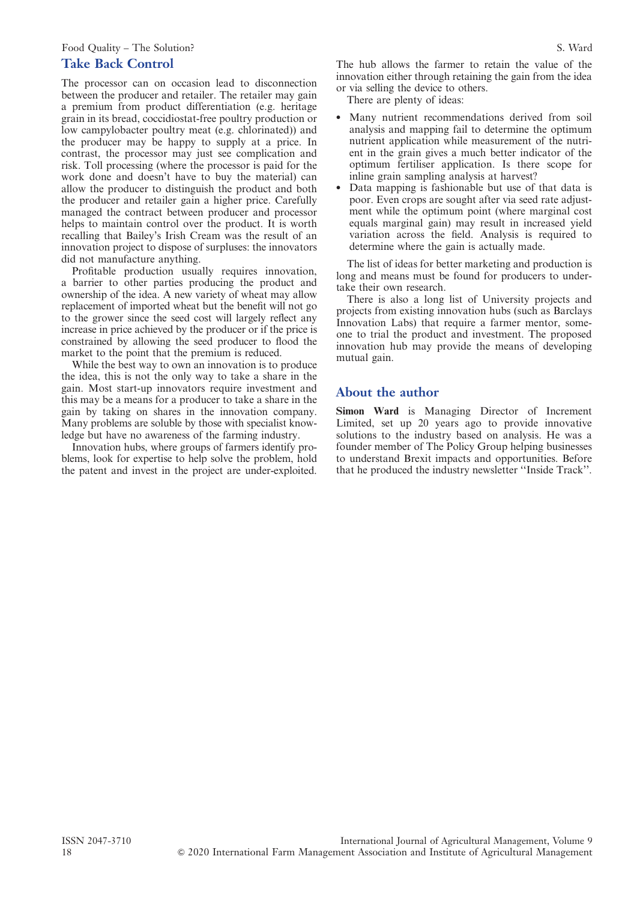## Take Back Control

The processor can on occasion lead to disconnection between the producer and retailer. The retailer may gain a premium from product differentiation (e.g. heritage grain in its bread, coccidiostat-free poultry production or low campylobacter poultry meat (e.g. chlorinated)) and the producer may be happy to supply at a price. In contrast, the processor may just see complication and risk. Toll processing (where the processor is paid for the work done and doesn't have to buy the material) can allow the producer to distinguish the product and both the producer and retailer gain a higher price. Carefully managed the contract between producer and processor helps to maintain control over the product. It is worth recalling that Bailey's Irish Cream was the result of an innovation project to dispose of surpluses: the innovators did not manufacture anything.

Profitable production usually requires innovation, a barrier to other parties producing the product and ownership of the idea. A new variety of wheat may allow replacement of imported wheat but the benefit will not go to the grower since the seed cost will largely reflect any increase in price achieved by the producer or if the price is constrained by allowing the seed producer to flood the market to the point that the premium is reduced.

While the best way to own an innovation is to produce the idea, this is not the only way to take a share in the gain. Most start-up innovators require investment and this may be a means for a producer to take a share in the gain by taking on shares in the innovation company. Many problems are soluble by those with specialist knowledge but have no awareness of the farming industry.

Innovation hubs, where groups of farmers identify problems, look for expertise to help solve the problem, hold the patent and invest in the project are under-exploited. The hub allows the farmer to retain the value of the innovation either through retaining the gain from the idea or via selling the device to others.

There are plenty of ideas:

- Many nutrient recommendations derived from soil analysis and mapping fail to determine the optimum nutrient application while measurement of the nutrient in the grain gives a much better indicator of the optimum fertiliser application. Is there scope for inline grain sampling analysis at harvest?
- Data mapping is fashionable but use of that data is poor. Even crops are sought after via seed rate adjustment while the optimum point (where marginal cost equals marginal gain) may result in increased yield variation across the field. Analysis is required to determine where the gain is actually made.

The list of ideas for better marketing and production is long and means must be found for producers to undertake their own research.

There is also a long list of University projects and projects from existing innovation hubs (such as Barclays Innovation Labs) that require a farmer mentor, someone to trial the product and investment. The proposed innovation hub may provide the means of developing mutual gain.

## About the author

**Simon Ward** is Managing Director of Increment Limited, set up 20 years ago to provide innovative solutions to the industry based on analysis. He was a founder member of The Policy Group helping businesses to understand Brexit impacts and opportunities. Before that he produced the industry newsletter "Inside Track".